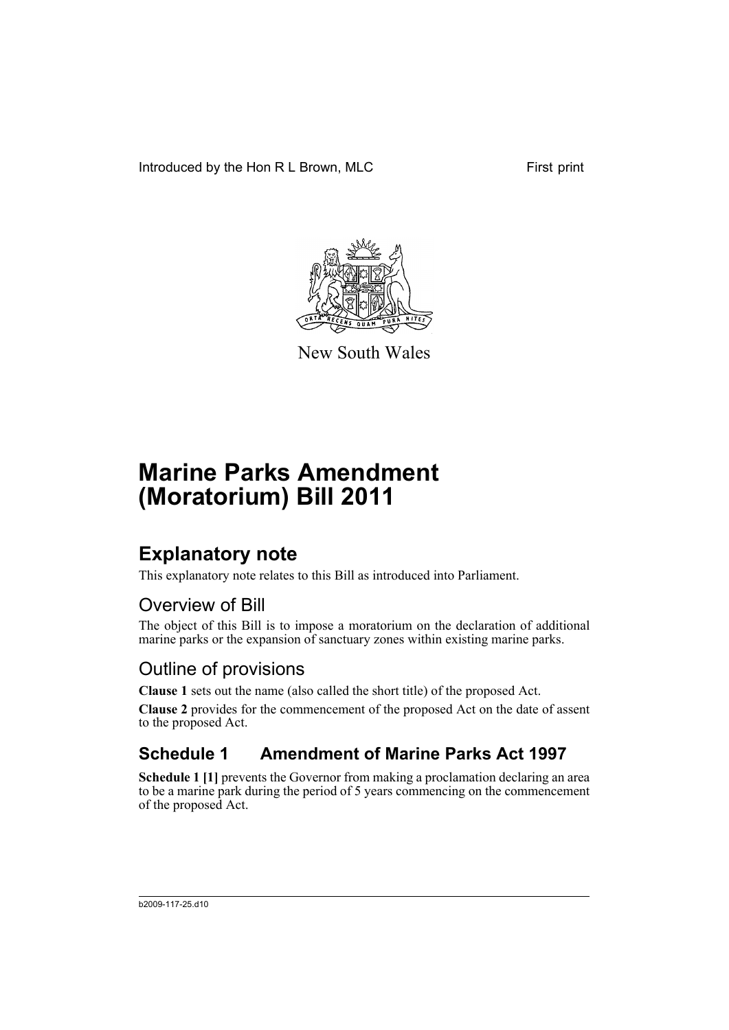Introduced by the Hon R L Brown, MLC

First print

New South Wales

# Marine Parks Amendment (Moratorium) Bill 2011

## Explanatory note

This explanatory note relates to this Bill as introduced into Parliament.

### Overview of Bill

The object of this Bill is to impose a moratorium on the declaration of additional marine parks or the expansion of sanctuary zones within existing marine parks.

### Outline of provisions

**Clause 1** sets out the name (also called the short title) of the proposed Act.

**Clause 2** provides for the commencement of the proposed Act on the date of assent to the proposed Act.

## Schedule 1 Amendment of Marine Parks Act 1997

**Schedule 1 [1]** prevents the Governor from making a proclamation declaring an area to be a marine park during the period of 5 years commencing on the commencement of the proposed Act.

b2009-117-25.d10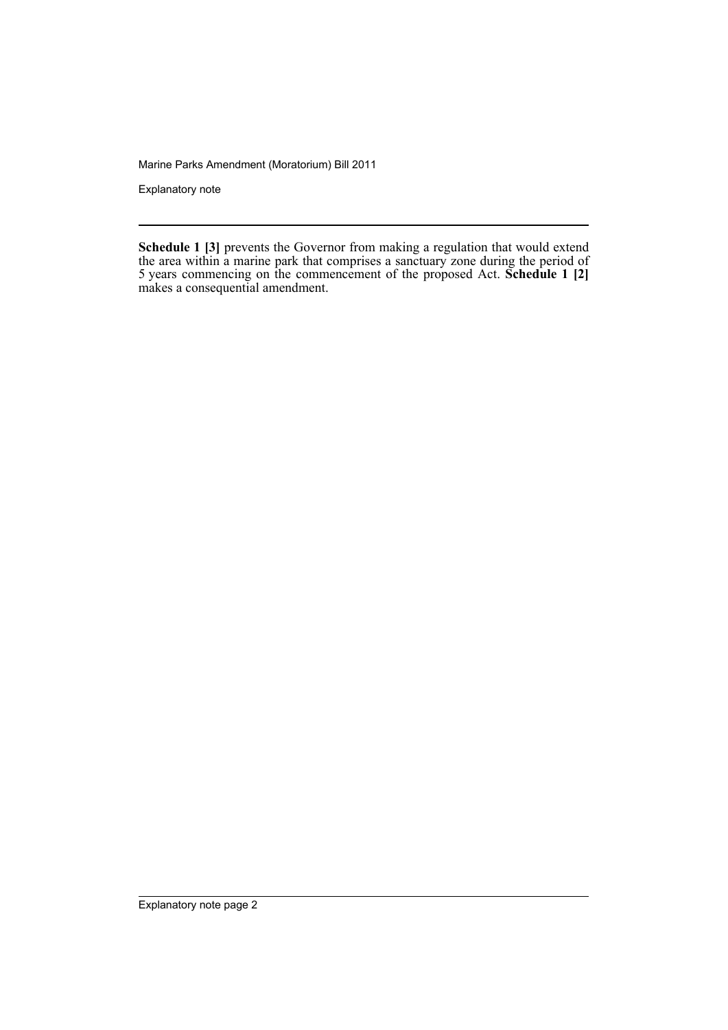**Schedule 1 [3]** prevents the Governor from making a regulation that would extend the area within a marine park that comprises a sanctuary zone during the period of 5 years commencing on the commencement of the proposed Act. **Schedule 1 [2]** makes a consequential amendment.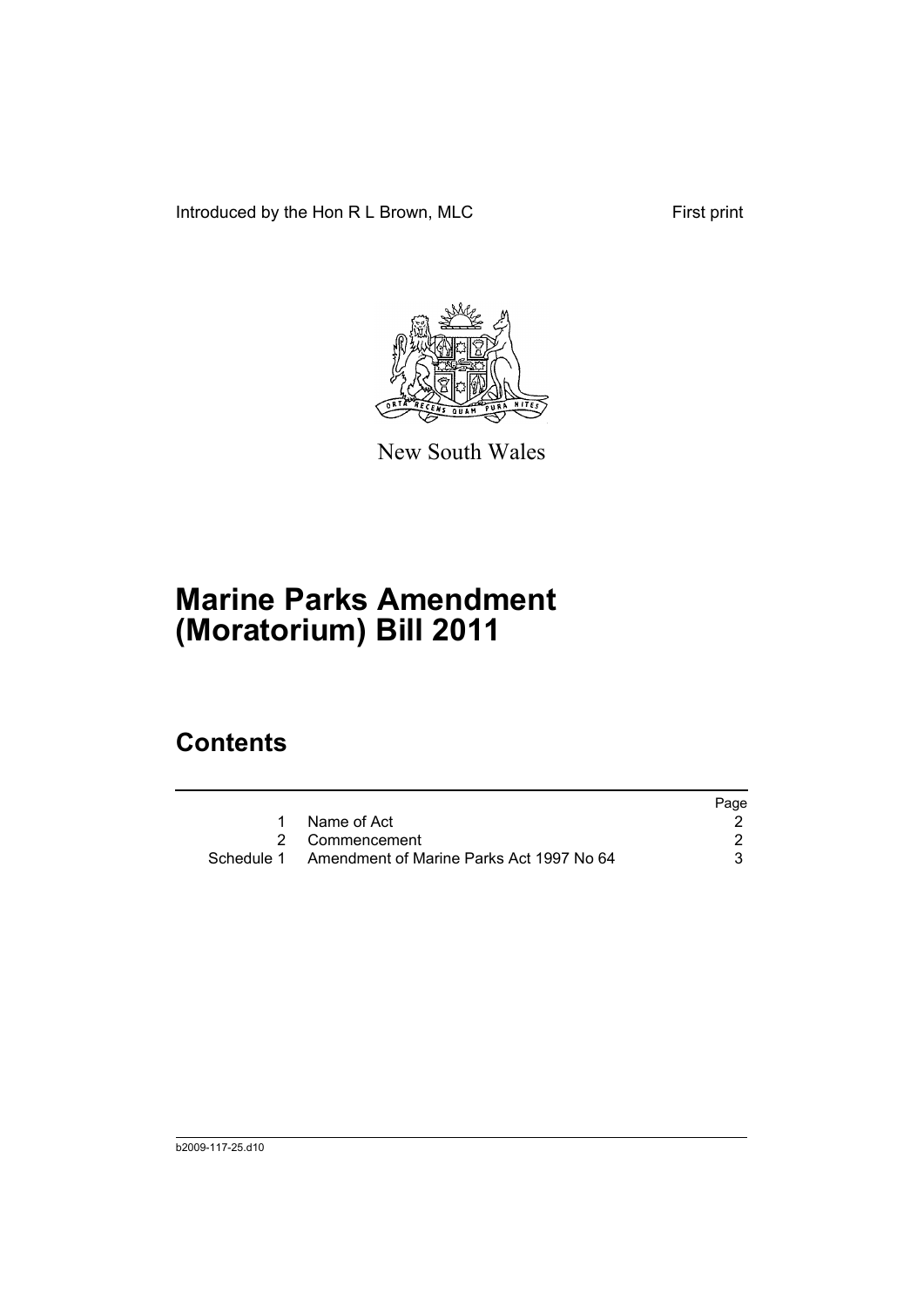Introduced by the Hon R L Brown, MLC First print

New South Wales

# Marine Parks Amendment (Moratorium) Bill 2011

## Contents

| | | Page |
|---|---|---|
| 1 | Name of Act | 2 |
| 2 | Commencement | 2 |
| Schedule 1 | Amendment of Marine Parks Act 1997 No 64 | 3 |

b2009-117-25.d10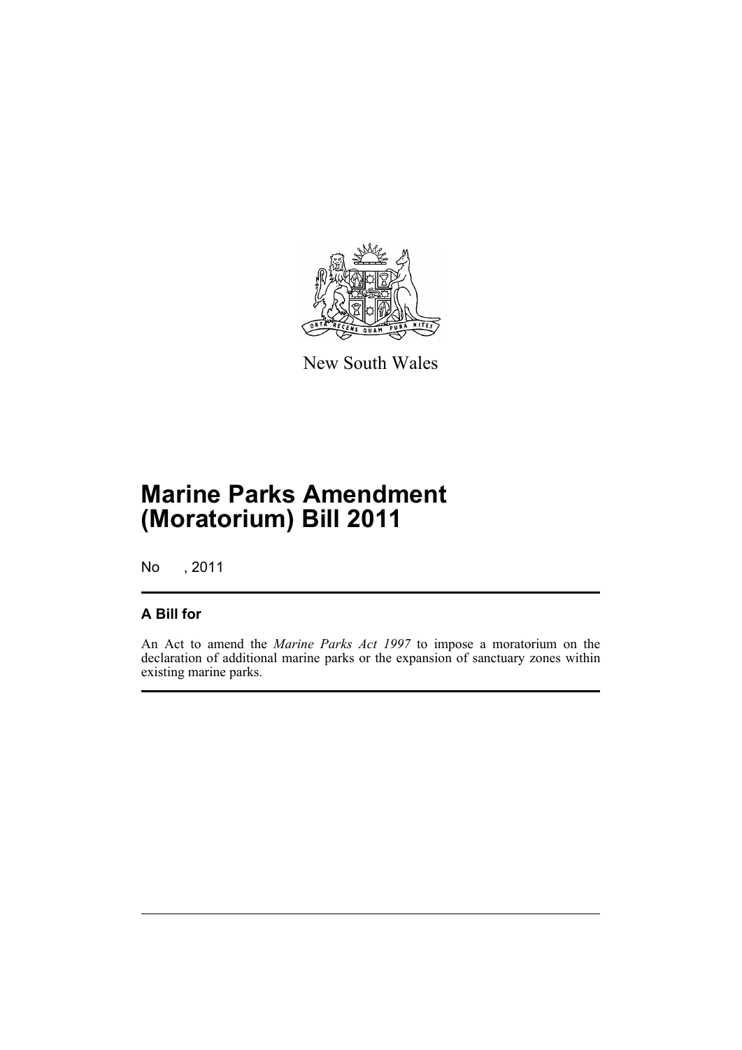New South Wales

# Marine Parks Amendment (Moratorium) Bill 2011

No , 2011

## A Bill for

An Act to amend the *Marine Parks Act 1997* to impose a moratorium on the declaration of additional marine parks or the expansion of sanctuary zones within existing marine parks.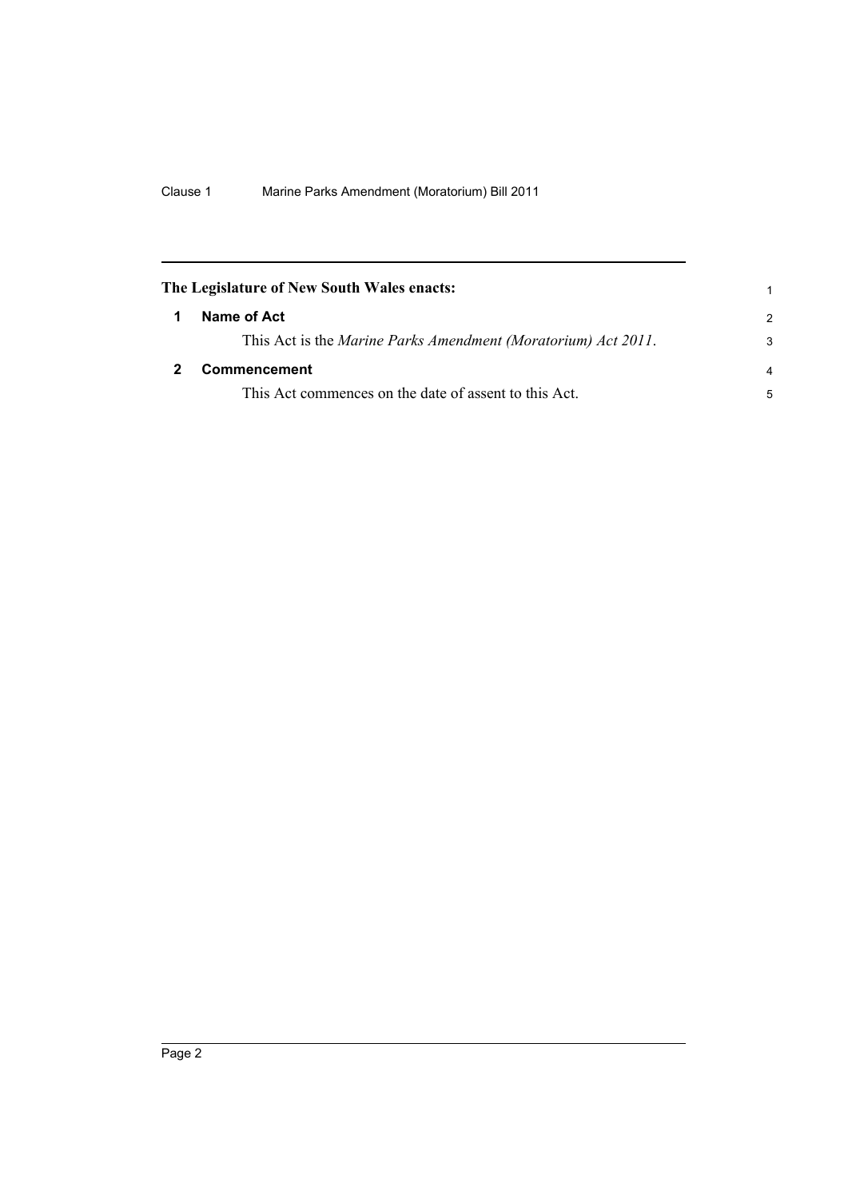**The Legislature of New South Wales enacts:**

## 1 Name of Act

This Act is the *Marine Parks Amendment (Moratorium) Act 2011*.

## 2 Commencement

This Act commences on the date of assent to this Act.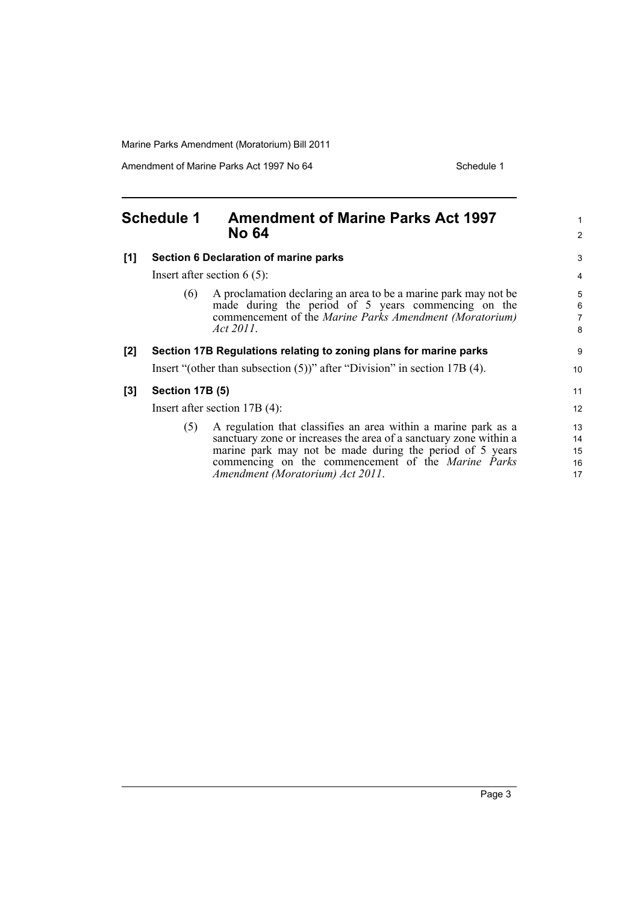## Schedule 1 Amendment of Marine Parks Act 1997 No 64

**[1] Section 6 Declaration of marine parks**

Insert after section 6 (5):

> (6) A proclamation declaring an area to be a marine park may not be made during the period of 5 years commencing on the commencement of the *Marine Parks Amendment (Moratorium) Act 2011*.

**[2] Section 17B Regulations relating to zoning plans for marine parks**

Insert "(other than subsection (5))" after "Division" in section 17B (4).

**[3] Section 17B (5)**

Insert after section 17B (4):

> (5) A regulation that classifies an area within a marine park as a sanctuary zone or increases the area of a sanctuary zone within a marine park may not be made during the period of 5 years commencing on the commencement of the *Marine Parks Amendment (Moratorium) Act 2011*.